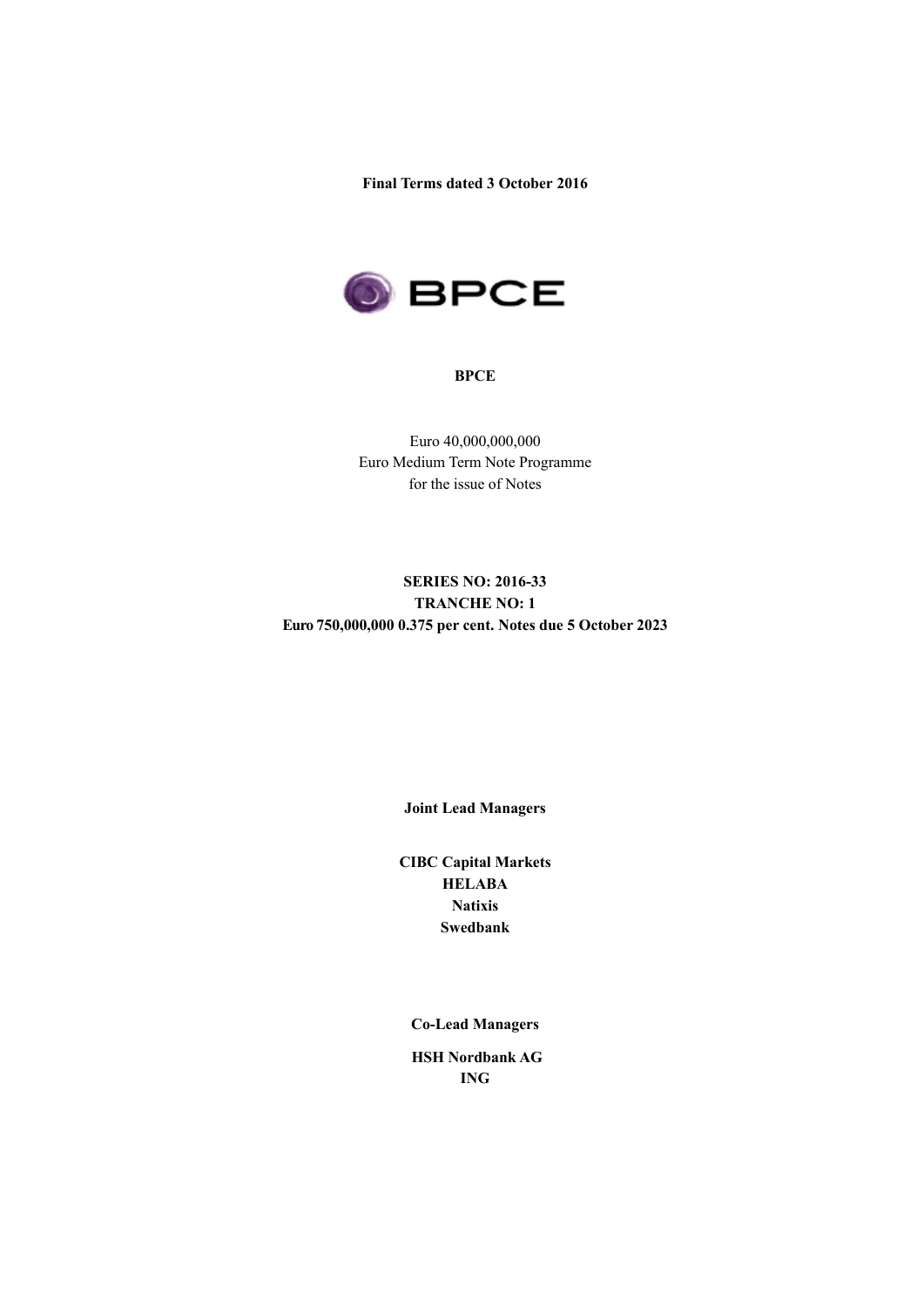**Final Terms dated 3 October 2016**

**BPCE**

Euro 40,000,000,000
Euro Medium Term Note Programme
for the issue of Notes

**SERIES NO: 2016-33**
**TRANCHE NO: 1**
**Euro 750,000,000 0.375 per cent. Notes due 5 October 2023**

**Joint Lead Managers**

**CIBC Capital Markets**
**HELABA**
**Natixis**
**Swedbank**

**Co-Lead Managers**

**HSH Nordbank AG**
**ING**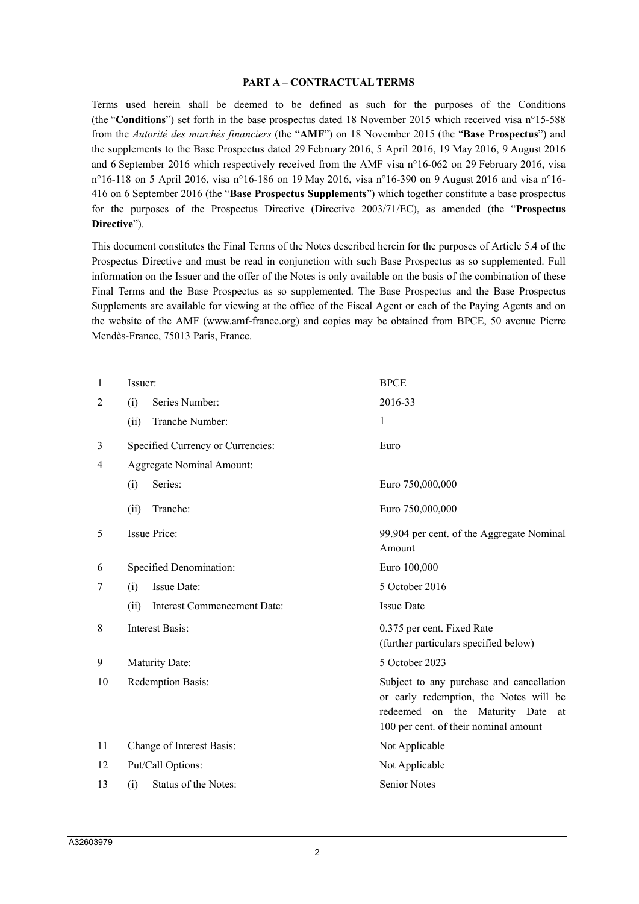**PART A – CONTRACTUAL TERMS**

Terms used herein shall be deemed to be defined as such for the purposes of the Conditions (the "**Conditions**") set forth in the base prospectus dated 18 November 2015 which received visa n°15-588 from the *Autorité des marchés financiers* (the "**AMF**") on 18 November 2015 (the "**Base Prospectus**") and the supplements to the Base Prospectus dated 29 February 2016, 5 April 2016, 19 May 2016, 9 August 2016 and 6 September 2016 which respectively received from the AMF visa n°16-062 on 29 February 2016, visa n°16-118 on 5 April 2016, visa n°16-186 on 19 May 2016, visa n°16-390 on 9 August 2016 and visa n°16-416 on 6 September 2016 (the "**Base Prospectus Supplements**") which together constitute a base prospectus for the purposes of the Prospectus Directive (Directive 2003/71/EC), as amended (the "**Prospectus Directive**").

This document constitutes the Final Terms of the Notes described herein for the purposes of Article 5.4 of the Prospectus Directive and must be read in conjunction with such Base Prospectus as so supplemented. Full information on the Issuer and the offer of the Notes is only available on the basis of the combination of these Final Terms and the Base Prospectus as so supplemented. The Base Prospectus and the Base Prospectus Supplements are available for viewing at the office of the Fiscal Agent or each of the Paying Agents and on the website of the AMF (www.amf-france.org) and copies may be obtained from BPCE, 50 avenue Pierre Mendès-France, 75013 Paris, France.

| | | |
|---|---|---|
| 1 | Issuer: | BPCE |
| 2 | (i) Series Number: | 2016-33 |
| | (ii) Tranche Number: | 1 |
| 3 | Specified Currency or Currencies: | Euro |
| 4 | Aggregate Nominal Amount: | |
| | (i) Series: | Euro 750,000,000 |
| | (ii) Tranche: | Euro 750,000,000 |
| 5 | Issue Price: | 99.904 per cent. of the Aggregate Nominal Amount |
| 6 | Specified Denomination: | Euro 100,000 |
| 7 | (i) Issue Date: | 5 October 2016 |
| | (ii) Interest Commencement Date: | Issue Date |
| 8 | Interest Basis: | 0.375 per cent. Fixed Rate (further particulars specified below) |
| 9 | Maturity Date: | 5 October 2023 |
| 10 | Redemption Basis: | Subject to any purchase and cancellation or early redemption, the Notes will be redeemed on the Maturity Date at 100 per cent. of their nominal amount |
| 11 | Change of Interest Basis: | Not Applicable |
| 12 | Put/Call Options: | Not Applicable |
| 13 | (i) Status of the Notes: | Senior Notes |

A32603979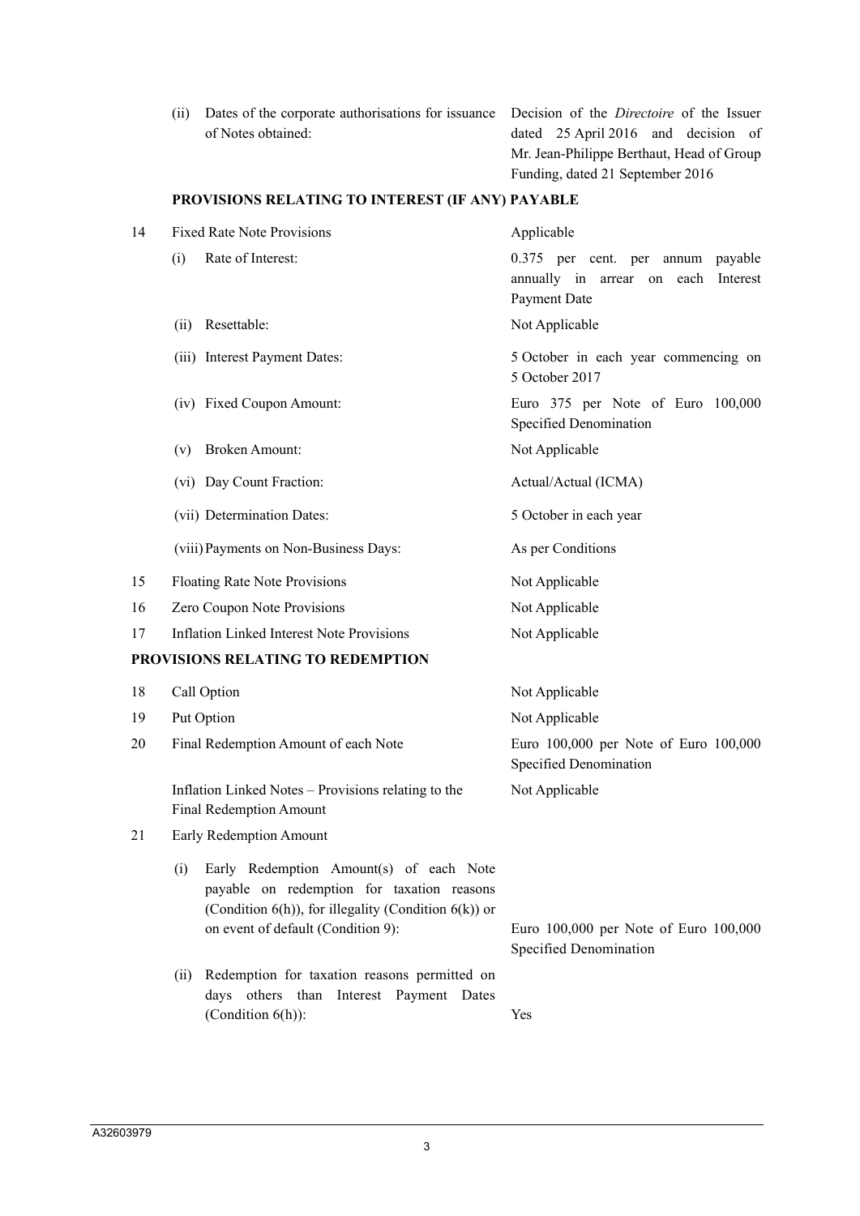| | | |
|---|---|---|
| | (ii) Dates of the corporate authorisations for issuance of Notes obtained: | Decision of the *Directoire* of the Issuer dated 25 April 2016 and decision of Mr. Jean-Philippe Berthaut, Head of Group Funding, dated 21 September 2016 |

**PROVISIONS RELATING TO INTEREST (IF ANY) PAYABLE**

| | | |
|---|---|---|
| 14 | Fixed Rate Note Provisions | Applicable |
| | (i) Rate of Interest: | 0.375 per cent. per annum payable annually in arrear on each Interest Payment Date |
| | (ii) Resettable: | Not Applicable |
| | (iii) Interest Payment Dates: | 5 October in each year commencing on 5 October 2017 |
| | (iv) Fixed Coupon Amount: | Euro 375 per Note of Euro 100,000 Specified Denomination |
| | (v) Broken Amount: | Not Applicable |
| | (vi) Day Count Fraction: | Actual/Actual (ICMA) |
| | (vii) Determination Dates: | 5 October in each year |
| | (viii) Payments on Non-Business Days: | As per Conditions |
| 15 | Floating Rate Note Provisions | Not Applicable |
| 16 | Zero Coupon Note Provisions | Not Applicable |
| 17 | Inflation Linked Interest Note Provisions | Not Applicable |

**PROVISIONS RELATING TO REDEMPTION**

| | | |
|---|---|---|
| 18 | Call Option | Not Applicable |
| 19 | Put Option | Not Applicable |
| 20 | Final Redemption Amount of each Note | Euro 100,000 per Note of Euro 100,000 Specified Denomination |
| | Inflation Linked Notes – Provisions relating to the Final Redemption Amount | Not Applicable |
| 21 | Early Redemption Amount | |
| | (i) Early Redemption Amount(s) of each Note payable on redemption for taxation reasons (Condition 6(h)), for illegality (Condition 6(k)) or on event of default (Condition 9): | Euro 100,000 per Note of Euro 100,000 Specified Denomination |
| | (ii) Redemption for taxation reasons permitted on days others than Interest Payment Dates (Condition 6(h)): | Yes |

A32603979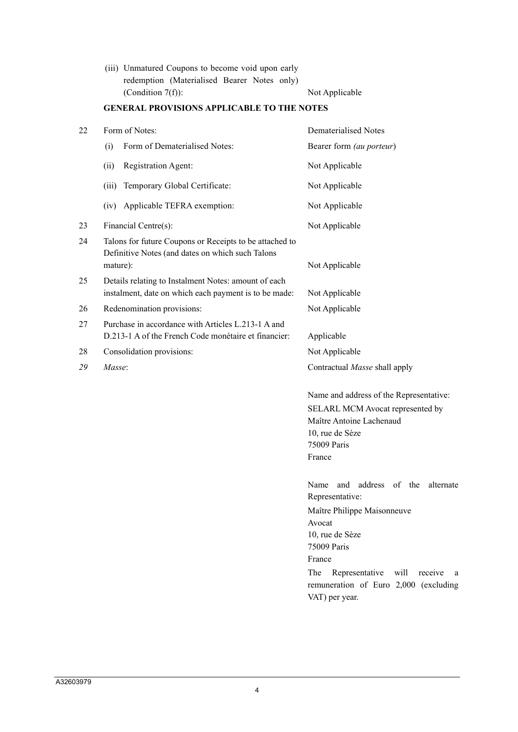| | | |
|---|---|---|
| | (iii) Unmatured Coupons to become void upon early redemption (Materialised Bearer Notes only) (Condition 7(f)): | Not Applicable |

**GENERAL PROVISIONS APPLICABLE TO THE NOTES**

| | | |
|---|---|---|
| 22 | Form of Notes: | Dematerialised Notes |
| | (i) Form of Dematerialised Notes: | Bearer form *(au porteur)* |
| | (ii) Registration Agent: | Not Applicable |
| | (iii) Temporary Global Certificate: | Not Applicable |
| | (iv) Applicable TEFRA exemption: | Not Applicable |
| 23 | Financial Centre(s): | Not Applicable |
| 24 | Talons for future Coupons or Receipts to be attached to Definitive Notes (and dates on which such Talons mature): | Not Applicable |
| 25 | Details relating to Instalment Notes: amount of each instalment, date on which each payment is to be made: | Not Applicable |
| 26 | Redenomination provisions: | Not Applicable |
| 27 | Purchase in accordance with Articles L.213-1 A and D.213-1 A of the French Code monétaire et financier: | Applicable |
| 28 | Consolidation provisions: | Not Applicable |
| *29* | *Masse*: | Contractual *Masse* shall apply<br><br>Name and address of the Representative:<br>SELARL MCM Avocat represented by Maître Antoine Lachenaud<br>10, rue de Sèze<br>75009 Paris<br>France<br><br>Name and address of the alternate Representative:<br>Maître Philippe Maisonneuve<br>Avocat<br>10, rue de Sèze<br>75009 Paris<br>France<br>The Representative will receive a remuneration of Euro 2,000 (excluding VAT) per year. |

A32603979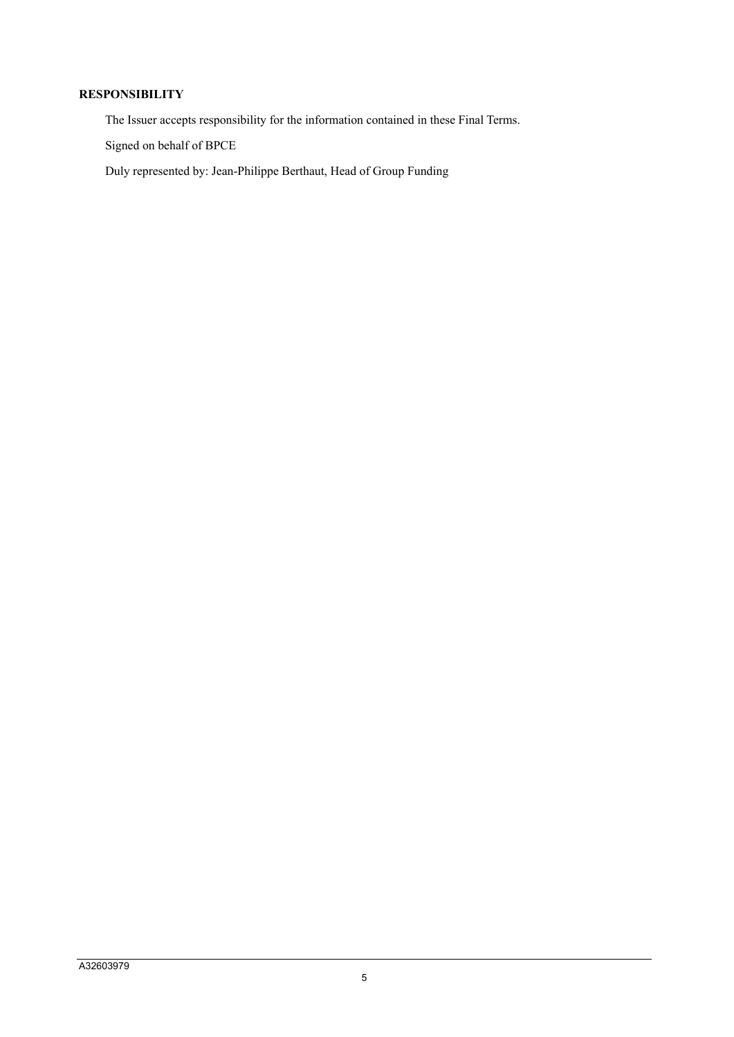**RESPONSIBILITY**

The Issuer accepts responsibility for the information contained in these Final Terms.

Signed on behalf of BPCE

Duly represented by: Jean-Philippe Berthaut, Head of Group Funding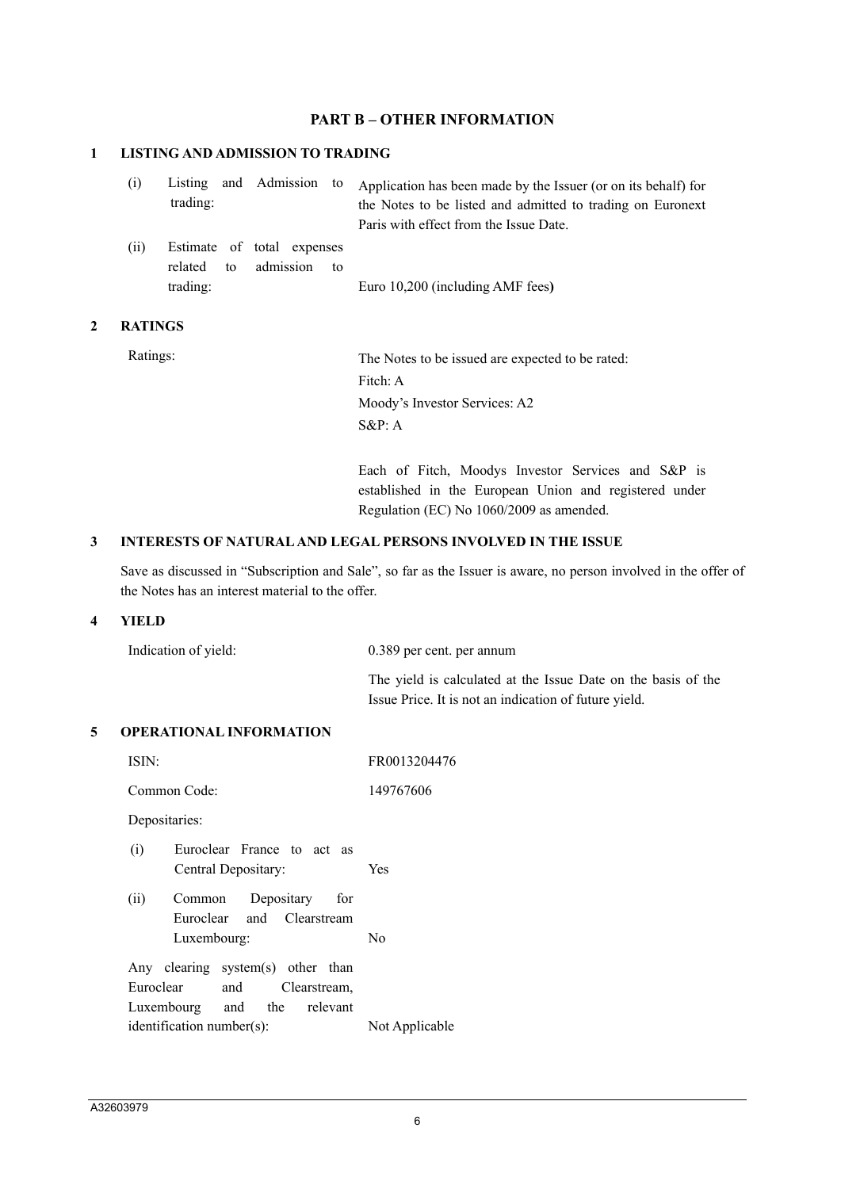## PART B – OTHER INFORMATION

### 1 LISTING AND ADMISSION TO TRADING

| | |
|---|---|
| (i) Listing and Admission to trading: | Application has been made by the Issuer (or on its behalf) for the Notes to be listed and admitted to trading on Euronext Paris with effect from the Issue Date. |
| (ii) Estimate of total expenses related to admission to trading: | Euro 10,200 (including AMF fees**)** |

### 2 RATINGS

| | |
|---|---|
| Ratings: | The Notes to be issued are expected to be rated:<br>Fitch: A<br>Moody's Investor Services: A2<br>S&P: A<br><br>Each of Fitch, Moodys Investor Services and S&P is established in the European Union and registered under Regulation (EC) No 1060/2009 as amended. |

### 3 INTERESTS OF NATURAL AND LEGAL PERSONS INVOLVED IN THE ISSUE

Save as discussed in "Subscription and Sale", so far as the Issuer is aware, no person involved in the offer of the Notes has an interest material to the offer.

### 4 YIELD

| | |
|---|---|
| Indication of yield: | 0.389 per cent. per annum<br><br>The yield is calculated at the Issue Date on the basis of the Issue Price. It is not an indication of future yield. |

### 5 OPERATIONAL INFORMATION

| | |
|---|---|
| ISIN: | FR0013204476 |
| Common Code: | 149767606 |
| Depositaries: | |
| (i) Euroclear France to act as Central Depositary: | Yes |
| (ii) Common Depositary for Euroclear and Clearstream Luxembourg: | No |
| Any clearing system(s) other than Euroclear and Clearstream, Luxembourg and the relevant identification number(s): | Not Applicable |

A32603979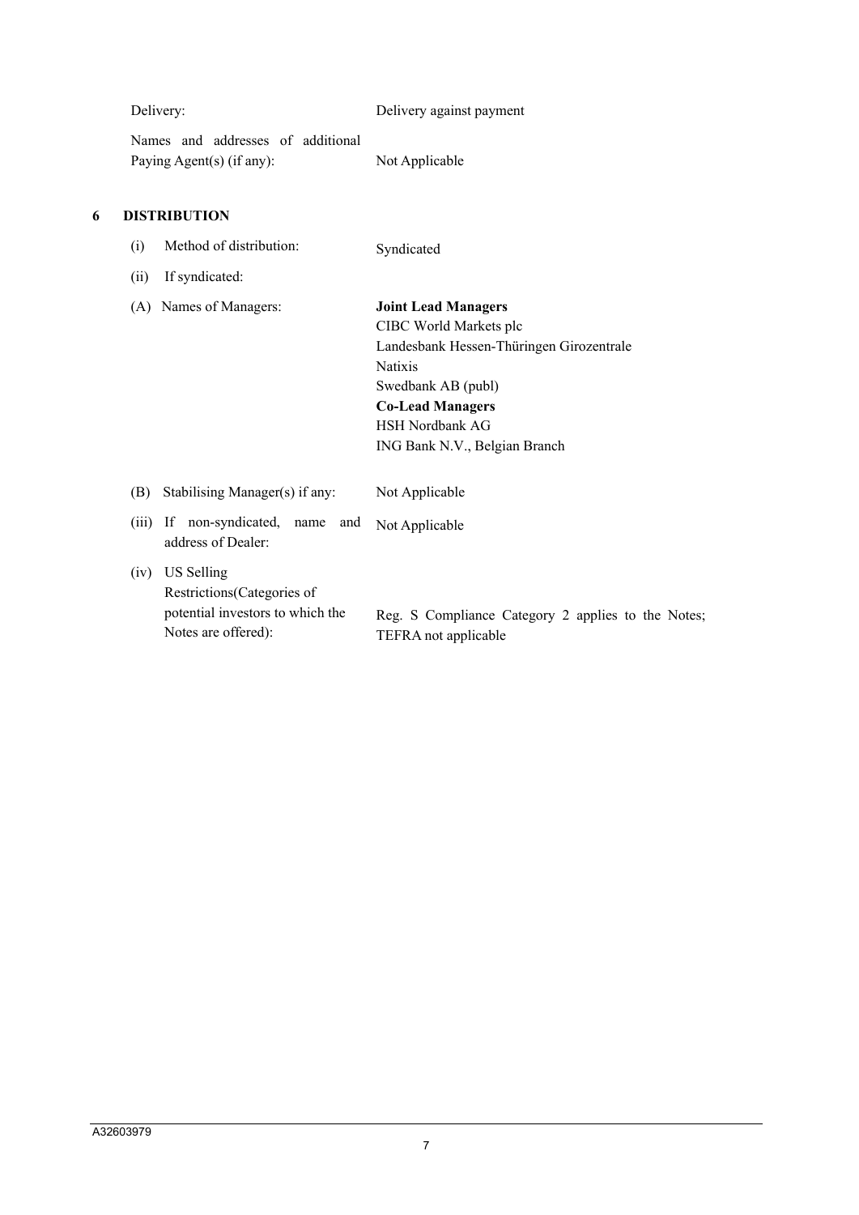| | |
|---|---|
| Delivery: | Delivery against payment |
| Names and addresses of additional Paying Agent(s) (if any): | Not Applicable |

## 6 DISTRIBUTION

| | |
|---|---|
| (i) Method of distribution: | Syndicated |
| (ii) If syndicated: | |
| (A) Names of Managers: | **Joint Lead Managers**<br>CIBC World Markets plc<br>Landesbank Hessen-Thüringen Girozentrale<br>Natixis<br>Swedbank AB (publ)<br>**Co-Lead Managers**<br>HSH Nordbank AG<br>ING Bank N.V., Belgian Branch |
| (B) Stabilising Manager(s) if any: | Not Applicable |
| (iii) If non-syndicated, name and address of Dealer: | Not Applicable |
| (iv) US Selling Restrictions(Categories of potential investors to which the Notes are offered): | Reg. S Compliance Category 2 applies to the Notes; TEFRA not applicable |

A32603979